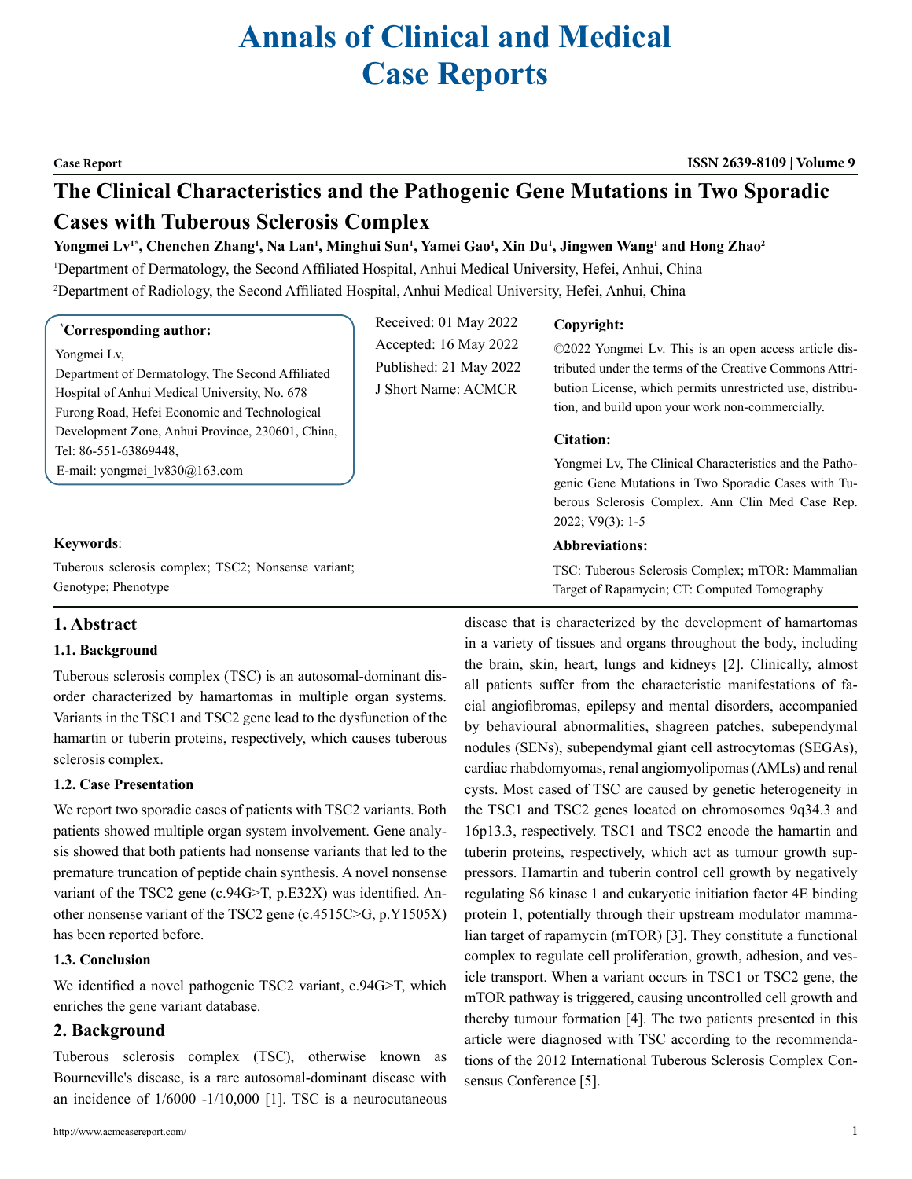# Annals of Clinical and Medical Case Reports

**Case Report**

## The Clinical Characteristics and the Pathogenic Gene Mutations in Two Sporadic Cases with Tuberous Sclerosis Complex

**Yongmei Lv[1*], Chenchen Zhang[1], Na Lan[1], Minghui Sun[1], Yamei Gao[1], Xin Du[1], Jingwen Wang[1] and Hong Zhao[2]**

[1]Department of Dermatology, the Second Affiliated Hospital, Anhui Medical University, Hefei, Anhui, China

[2]Department of Radiology, the Second Affiliated Hospital, Anhui Medical University, Hefei, Anhui, China

**[*]Corresponding author:**

Yongmei Lv,
Department of Dermatology, The Second Affiliated Hospital of Anhui Medical University, No. 678 Furong Road, Hefei Economic and Technological Development Zone, Anhui Province, 230601, China,
Tel: 86-551-63869448,
E-mail: yongmei_lv830@163.com

Received: 01 May 2022
Accepted: 16 May 2022
Published: 21 May 2022
J Short Name: ACMCR

**Copyright:**

©2022 Yongmei Lv. This is an open access article distributed under the terms of the Creative Commons Attribution License, which permits unrestricted use, distribution, and build upon your work non-commercially.

**Citation:**

Yongmei Lv, The Clinical Characteristics and the Pathogenic Gene Mutations in Two Sporadic Cases with Tuberous Sclerosis Complex. Ann Clin Med Case Rep. 2022; V9(3): 1-5

**Keywords**:

Tuberous sclerosis complex; TSC2; Nonsense variant; Genotype; Phenotype

**Abbreviations:**

TSC: Tuberous Sclerosis Complex; mTOR: Mammalian Target of Rapamycin; CT: Computed Tomography

## 1. Abstract

### 1.1. Background

Tuberous sclerosis complex (TSC) is an autosomal-dominant disorder characterized by hamartomas in multiple organ systems. Variants in the TSC1 and TSC2 gene lead to the dysfunction of the hamartin or tuberin proteins, respectively, which causes tuberous sclerosis complex.

### 1.2. Case Presentation

We report two sporadic cases of patients with TSC2 variants. Both patients showed multiple organ system involvement. Gene analysis showed that both patients had nonsense variants that led to the premature truncation of peptide chain synthesis. A novel nonsense variant of the TSC2 gene (c.94G>T, p.E32X) was identified. Another nonsense variant of the TSC2 gene (c.4515C>G, p.Y1505X) has been reported before.

### 1.3. Conclusion

We identified a novel pathogenic TSC2 variant, c.94G>T, which enriches the gene variant database.

## 2. Background

Tuberous sclerosis complex (TSC), otherwise known as Bourneville's disease, is a rare autosomal-dominant disease with an incidence of 1/6000 -1/10,000 [1]. TSC is a neurocutaneous disease that is characterized by the development of hamartomas in a variety of tissues and organs throughout the body, including the brain, skin, heart, lungs and kidneys [2]. Clinically, almost all patients suffer from the characteristic manifestations of facial angiofibromas, epilepsy and mental disorders, accompanied by behavioural abnormalities, shagreen patches, subependymal nodules (SENs), subependymal giant cell astrocytomas (SEGAs), cardiac rhabdomyomas, renal angiomyolipomas (AMLs) and renal cysts. Most cased of TSC are caused by genetic heterogeneity in the TSC1 and TSC2 genes located on chromosomes 9q34.3 and 16p13.3, respectively. TSC1 and TSC2 encode the hamartin and tuberin proteins, respectively, which act as tumour growth suppressors. Hamartin and tuberin control cell growth by negatively regulating S6 kinase 1 and eukaryotic initiation factor 4E binding protein 1, potentially through their upstream modulator mammalian target of rapamycin (mTOR) [3]. They constitute a functional complex to regulate cell proliferation, growth, adhesion, and vesicle transport. When a variant occurs in TSC1 or TSC2 gene, the mTOR pathway is triggered, causing uncontrolled cell growth and thereby tumour formation [4]. The two patients presented in this article were diagnosed with TSC according to the recommendations of the 2012 International Tuberous Sclerosis Complex Consensus Conference [5].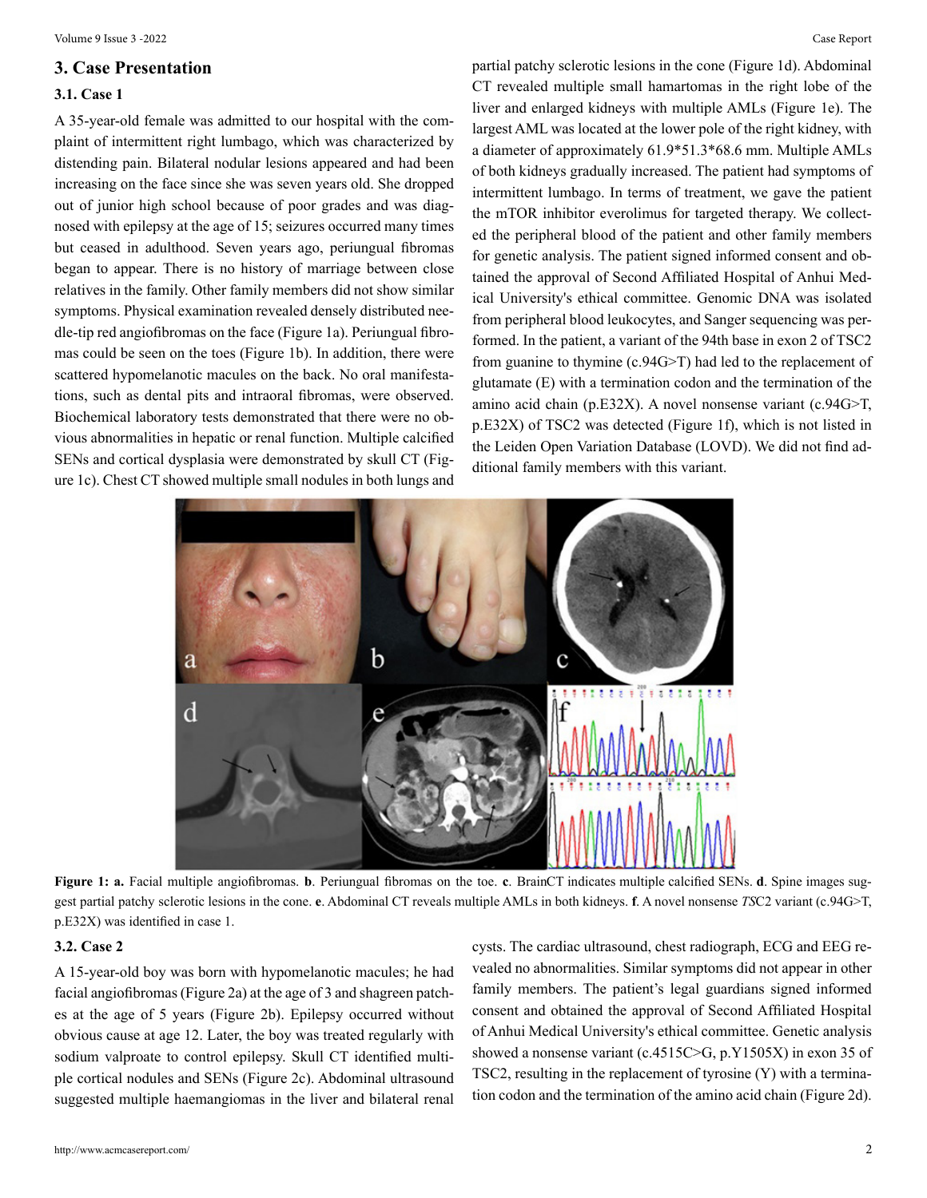## 3. Case Presentation

### 3.1. Case 1

A 35-year-old female was admitted to our hospital with the complaint of intermittent right lumbago, which was characterized by distending pain. Bilateral nodular lesions appeared and had been increasing on the face since she was seven years old. She dropped out of junior high school because of poor grades and was diagnosed with epilepsy at the age of 15; seizures occurred many times but ceased in adulthood. Seven years ago, periungual fibromas began to appear. There is no history of marriage between close relatives in the family. Other family members did not show similar symptoms. Physical examination revealed densely distributed needle-tip red angiofibromas on the face (Figure 1a). Periungual fibromas could be seen on the toes (Figure 1b). In addition, there were scattered hypomelanotic macules on the back. No oral manifestations, such as dental pits and intraoral fibromas, were observed. Biochemical laboratory tests demonstrated that there were no obvious abnormalities in hepatic or renal function. Multiple calcified SENs and cortical dysplasia were demonstrated by skull CT (Figure 1c). Chest CT showed multiple small nodules in both lungs and partial patchy sclerotic lesions in the cone (Figure 1d). Abdominal CT revealed multiple small hamartomas in the right lobe of the liver and enlarged kidneys with multiple AMLs (Figure 1e). The largest AML was located at the lower pole of the right kidney, with a diameter of approximately 61.9*51.3*68.6 mm. Multiple AMLs of both kidneys gradually increased. The patient had symptoms of intermittent lumbago. In terms of treatment, we gave the patient the mTOR inhibitor everolimus for targeted therapy. We collected the peripheral blood of the patient and other family members for genetic analysis. The patient signed informed consent and obtained the approval of Second Affiliated Hospital of Anhui Medical University's ethical committee. Genomic DNA was isolated from peripheral blood leukocytes, and Sanger sequencing was performed. In the patient, a variant of the 94th base in exon 2 of TSC2 from guanine to thymine (c.94G>T) had led to the replacement of glutamate (E) with a termination codon and the termination of the amino acid chain (p.E32X). A novel nonsense variant (c.94G>T, p.E32X) of TSC2 was detected (Figure 1f), which is not listed in the Leiden Open Variation Database (LOVD). We did not find additional family members with this variant.

**Figure 1: a.** Facial multiple angiofibromas. **b**. Periungual fibromas on the toe. **c**. BrainCT indicates multiple calcified SENs. **d**. Spine images suggest partial patchy sclerotic lesions in the cone. **e**. Abdominal CT reveals multiple AMLs in both kidneys. **f**. A novel nonsense *TS*C2 variant (c.94G>T, p.E32X) was identified in case 1.

### 3.2. Case 2

A 15-year-old boy was born with hypomelanotic macules; he had facial angiofibromas (Figure 2a) at the age of 3 and shagreen patches at the age of 5 years (Figure 2b). Epilepsy occurred without obvious cause at age 12. Later, the boy was treated regularly with sodium valproate to control epilepsy. Skull CT identified multiple cortical nodules and SENs (Figure 2c). Abdominal ultrasound suggested multiple haemangiomas in the liver and bilateral renal cysts. The cardiac ultrasound, chest radiograph, ECG and EEG revealed no abnormalities. Similar symptoms did not appear in other family members. The patient's legal guardians signed informed consent and obtained the approval of Second Affiliated Hospital of Anhui Medical University's ethical committee. Genetic analysis showed a nonsense variant (c.4515C>G, p.Y1505X) in exon 35 of TSC2, resulting in the replacement of tyrosine (Y) with a termination codon and the termination of the amino acid chain (Figure 2d).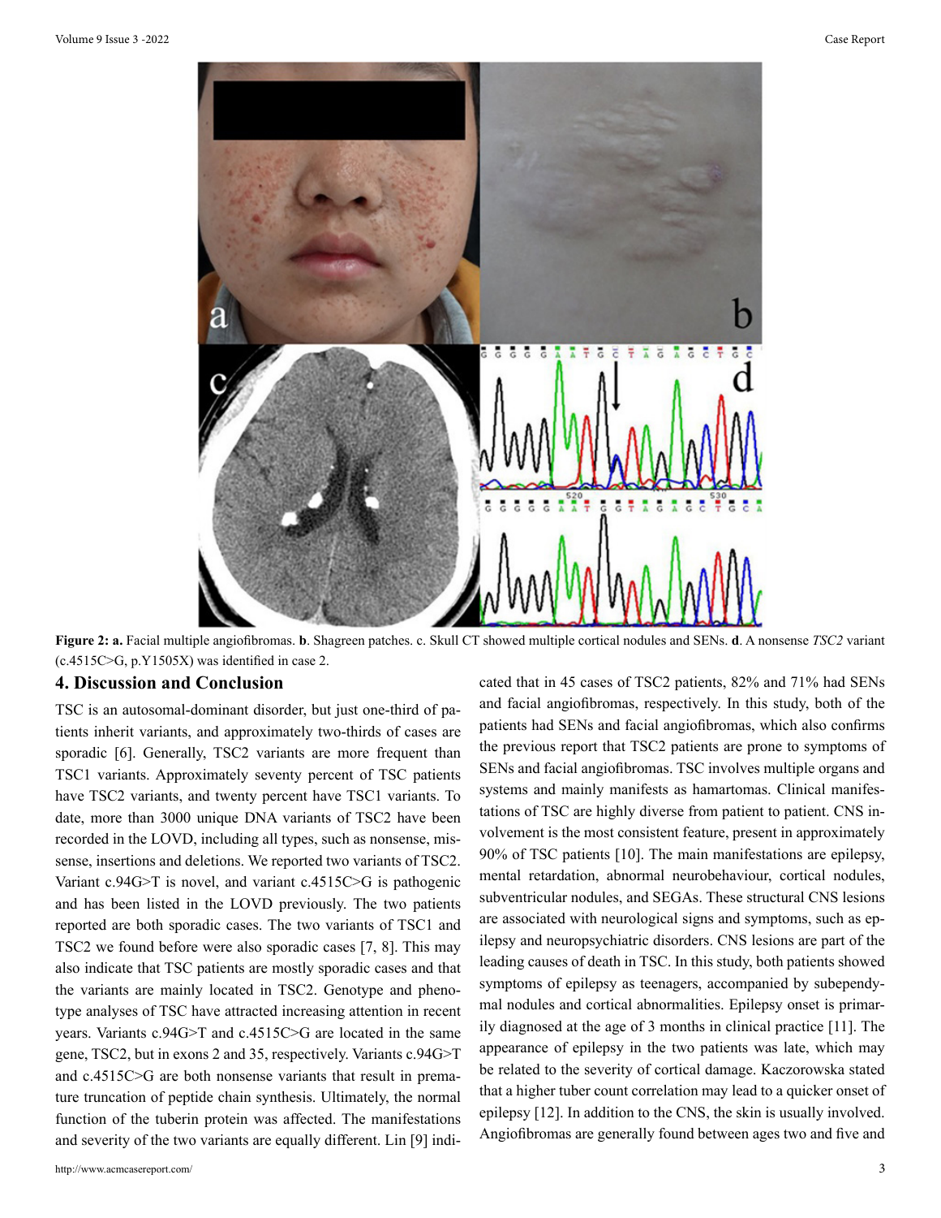**Figure 2: a.** Facial multiple angiofibromas. **b**. Shagreen patches. c. Skull CT showed multiple cortical nodules and SENs. **d**. A nonsense *TSC2* variant (c.4515C>G, p.Y1505X) was identified in case 2.

## 4. Discussion and Conclusion

TSC is an autosomal-dominant disorder, but just one-third of patients inherit variants, and approximately two-thirds of cases are sporadic [6]. Generally, TSC2 variants are more frequent than TSC1 variants. Approximately seventy percent of TSC patients have TSC2 variants, and twenty percent have TSC1 variants. To date, more than 3000 unique DNA variants of TSC2 have been recorded in the LOVD, including all types, such as nonsense, missense, insertions and deletions. We reported two variants of TSC2. Variant c.94G>T is novel, and variant c.4515C>G is pathogenic and has been listed in the LOVD previously. The two patients reported are both sporadic cases. The two variants of TSC1 and TSC2 we found before were also sporadic cases [7, 8]. This may also indicate that TSC patients are mostly sporadic cases and that the variants are mainly located in TSC2. Genotype and phenotype analyses of TSC have attracted increasing attention in recent years. Variants c.94G>T and c.4515C>G are located in the same gene, TSC2, but in exons 2 and 35, respectively. Variants c.94G>T and c.4515C>G are both nonsense variants that result in premature truncation of peptide chain synthesis. Ultimately, the normal function of the tuberin protein was affected. The manifestations and severity of the two variants are equally different. Lin [9] indicated that in 45 cases of TSC2 patients, 82% and 71% had SENs and facial angiofibromas, respectively. In this study, both of the patients had SENs and facial angiofibromas, which also confirms the previous report that TSC2 patients are prone to symptoms of SENs and facial angiofibromas. TSC involves multiple organs and systems and mainly manifests as hamartomas. Clinical manifestations of TSC are highly diverse from patient to patient. CNS involvement is the most consistent feature, present in approximately 90% of TSC patients [10]. The main manifestations are epilepsy, mental retardation, abnormal neurobehaviour, cortical nodules, subventricular nodules, and SEGAs. These structural CNS lesions are associated with neurological signs and symptoms, such as epilepsy and neuropsychiatric disorders. CNS lesions are part of the leading causes of death in TSC. In this study, both patients showed symptoms of epilepsy as teenagers, accompanied by subependymal nodules and cortical abnormalities. Epilepsy onset is primarily diagnosed at the age of 3 months in clinical practice [11]. The appearance of epilepsy in the two patients was late, which may be related to the severity of cortical damage. Kaczorowska stated that a higher tuber count correlation may lead to a quicker onset of epilepsy [12]. In addition to the CNS, the skin is usually involved. Angiofibromas are generally found between ages two and five and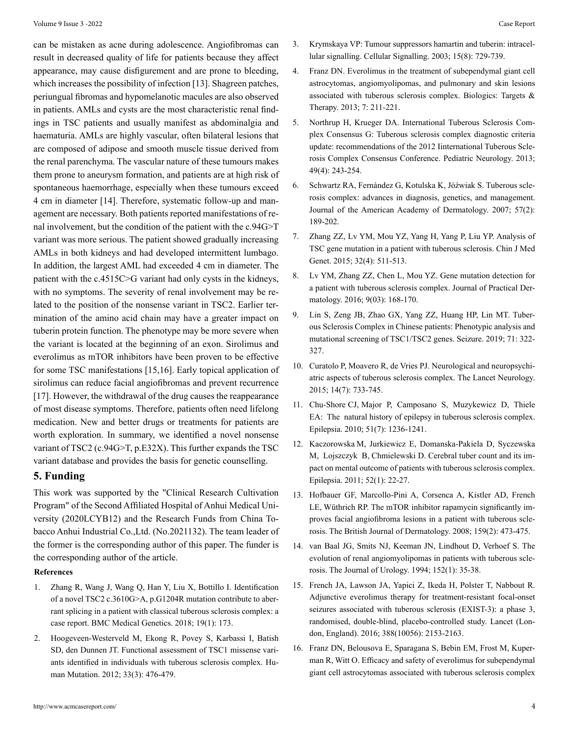can be mistaken as acne during adolescence. Angiofibromas can result in decreased quality of life for patients because they affect appearance, may cause disfigurement and are prone to bleeding, which increases the possibility of infection [13]. Shagreen patches, periungual fibromas and hypomelanotic macules are also observed in patients. AMLs and cysts are the most characteristic renal findings in TSC patients and usually manifest as abdominalgia and haematuria. AMLs are highly vascular, often bilateral lesions that are composed of adipose and smooth muscle tissue derived from the renal parenchyma. The vascular nature of these tumours makes them prone to aneurysm formation, and patients are at high risk of spontaneous haemorrhage, especially when these tumours exceed 4 cm in diameter [14]. Therefore, systematic follow-up and management are necessary. Both patients reported manifestations of renal involvement, but the condition of the patient with the c.94G>T variant was more serious. The patient showed gradually increasing AMLs in both kidneys and had developed intermittent lumbago. In addition, the largest AML had exceeded 4 cm in diameter. The patient with the c.4515C>G variant had only cysts in the kidneys, with no symptoms. The severity of renal involvement may be related to the position of the nonsense variant in TSC2. Earlier termination of the amino acid chain may have a greater impact on tuberin protein function. The phenotype may be more severe when the variant is located at the beginning of an exon. Sirolimus and everolimus as mTOR inhibitors have been proven to be effective for some TSC manifestations [15,16]. Early topical application of sirolimus can reduce facial angiofibromas and prevent recurrence [17]. However, the withdrawal of the drug causes the reappearance of most disease symptoms. Therefore, patients often need lifelong medication. New and better drugs or treatments for patients are worth exploration. In summary, we identified a novel nonsense variant of TSC2 (c.94G>T, p.E32X). This further expands the TSC variant database and provides the basis for genetic counselling.

## 5. Funding

This work was supported by the "Clinical Research Cultivation Program" of the Second Affiliated Hospital of Anhui Medical University (2020LCYB12) and the Research Funds from China Tobacco Anhui Industrial Co.,Ltd. (No.2021132). The team leader of the former is the corresponding author of this paper. The funder is the corresponding author of the article.

### References

1. Zhang R, Wang J, Wang Q, Han Y, Liu X, Bottillo I. Identification of a novel TSC2 c.3610G>A, p.G1204R mutation contribute to aberrant splicing in a patient with classical tuberous sclerosis complex: a case report. BMC Medical Genetics. 2018; 19(1): 173.
2. Hoogeveen-Westerveld M, Ekong R, Povey S, Karbassi I, Batish SD, den Dunnen JT. Functional assessment of TSC1 missense variants identified in individuals with tuberous sclerosis complex. Human Mutation. 2012; 33(3): 476-479.
3. Krymskaya VP: Tumour suppressors hamartin and tuberin: intracellular signalling. Cellular Signalling. 2003; 15(8): 729-739.
4. Franz DN. Everolimus in the treatment of subependymal giant cell astrocytomas, angiomyolipomas, and pulmonary and skin lesions associated with tuberous sclerosis complex. Biologics: Targets & Therapy. 2013; 7: 211-221.
5. Northrup H, Krueger DA. International Tuberous Sclerosis Complex Consensus G: Tuberous sclerosis complex diagnostic criteria update: recommendations of the 2012 Iinternational Tuberous Sclerosis Complex Consensus Conference. Pediatric Neurology. 2013; 49(4): 243-254.
6. Schwartz RA, Fernández G, Kotulska K, Jóźwiak S. Tuberous sclerosis complex: advances in diagnosis, genetics, and management. Journal of the American Academy of Dermatology. 2007; 57(2): 189-202.
7. Zhang ZZ, Lv YM, Mou YZ, Yang H, Yang P, Liu YP. Analysis of TSC gene mutation in a patient with tuberous sclerosis. Chin J Med Genet. 2015; 32(4): 511-513.
8. Lv YM, Zhang ZZ, Chen L, Mou YZ. Gene mutation detection for a patient with tuberous sclerosis complex. Journal of Practical Dermatology. 2016; 9(03): 168-170.
9. Lin S, Zeng JB, Zhao GX, Yang ZZ, Huang HP, Lin MT. Tuberous Sclerosis Complex in Chinese patients: Phenotypic analysis and mutational screening of TSC1/TSC2 genes. Seizure. 2019; 71: 322-327.
10. Curatolo P, Moavero R, de Vries PJ. Neurological and neuropsychiatric aspects of tuberous sclerosis complex. The Lancet Neurology. 2015; 14(7): 733-745.
11. Chu-Shore CJ, Major P, Camposano S, Muzykewicz D, Thiele EA: The natural history of epilepsy in tuberous sclerosis complex. Epilepsia. 2010; 51(7): 1236-1241.
12. Kaczorowska M, Jurkiewicz E, Domanska-Pakiela D, Syczewska M, Lojszczyk B, Chmielewski D. Cerebral tuber count and its impact on mental outcome of patients with tuberous sclerosis complex. Epilepsia. 2011; 52(1): 22-27.
13. Hofbauer GF, Marcollo-Pini A, Corsenca A, Kistler AD, French LE, Wüthrich RP. The mTOR inhibitor rapamycin significantly improves facial angiofibroma lesions in a patient with tuberous sclerosis. The British Journal of Dermatology. 2008; 159(2): 473-475.
14. van Baal JG, Smits NJ, Keeman JN, Lindhout D, Verhoef S. The evolution of renal angiomyolipomas in patients with tuberous sclerosis. The Journal of Urology. 1994; 152(1): 35-38.
15. French JA, Lawson JA, Yapici Z, Ikeda H, Polster T, Nabbout R. Adjunctive everolimus therapy for treatment-resistant focal-onset seizures associated with tuberous sclerosis (EXIST-3): a phase 3, randomised, double-blind, placebo-controlled study. Lancet (London, England). 2016; 388(10056): 2153-2163.
16. Franz DN, Belousova E, Sparagana S, Bebin EM, Frost M, Kuperman R, Witt O. Efficacy and safety of everolimus for subependymal giant cell astrocytomas associated with tuberous sclerosis complex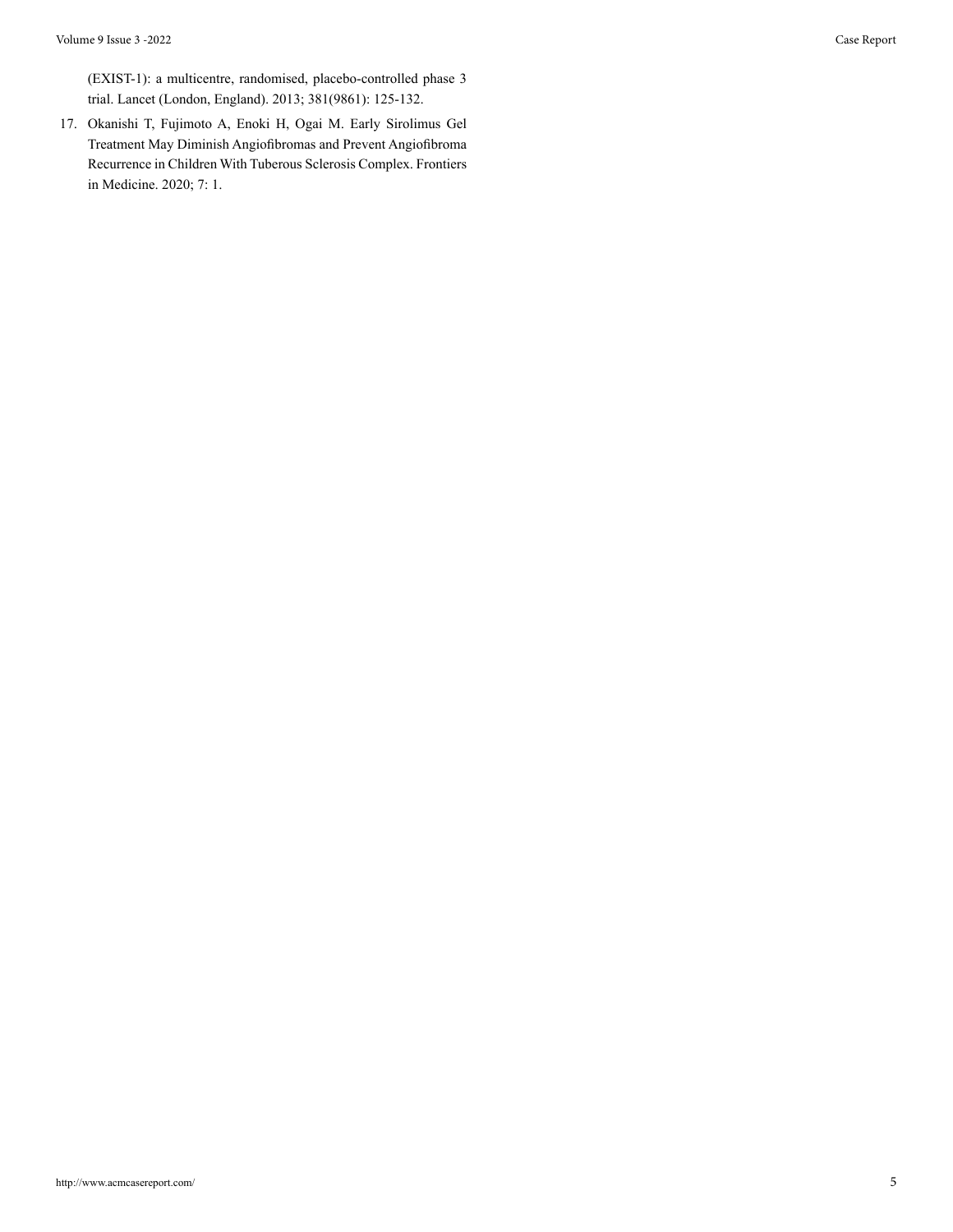(EXIST-1): a multicentre, randomised, placebo-controlled phase 3 trial. Lancet (London, England). 2013; 381(9861): 125-132.

17. Okanishi T, Fujimoto A, Enoki H, Ogai M. Early Sirolimus Gel Treatment May Diminish Angiofibromas and Prevent Angiofibroma Recurrence in Children With Tuberous Sclerosis Complex. Frontiers in Medicine. 2020; 7: 1.